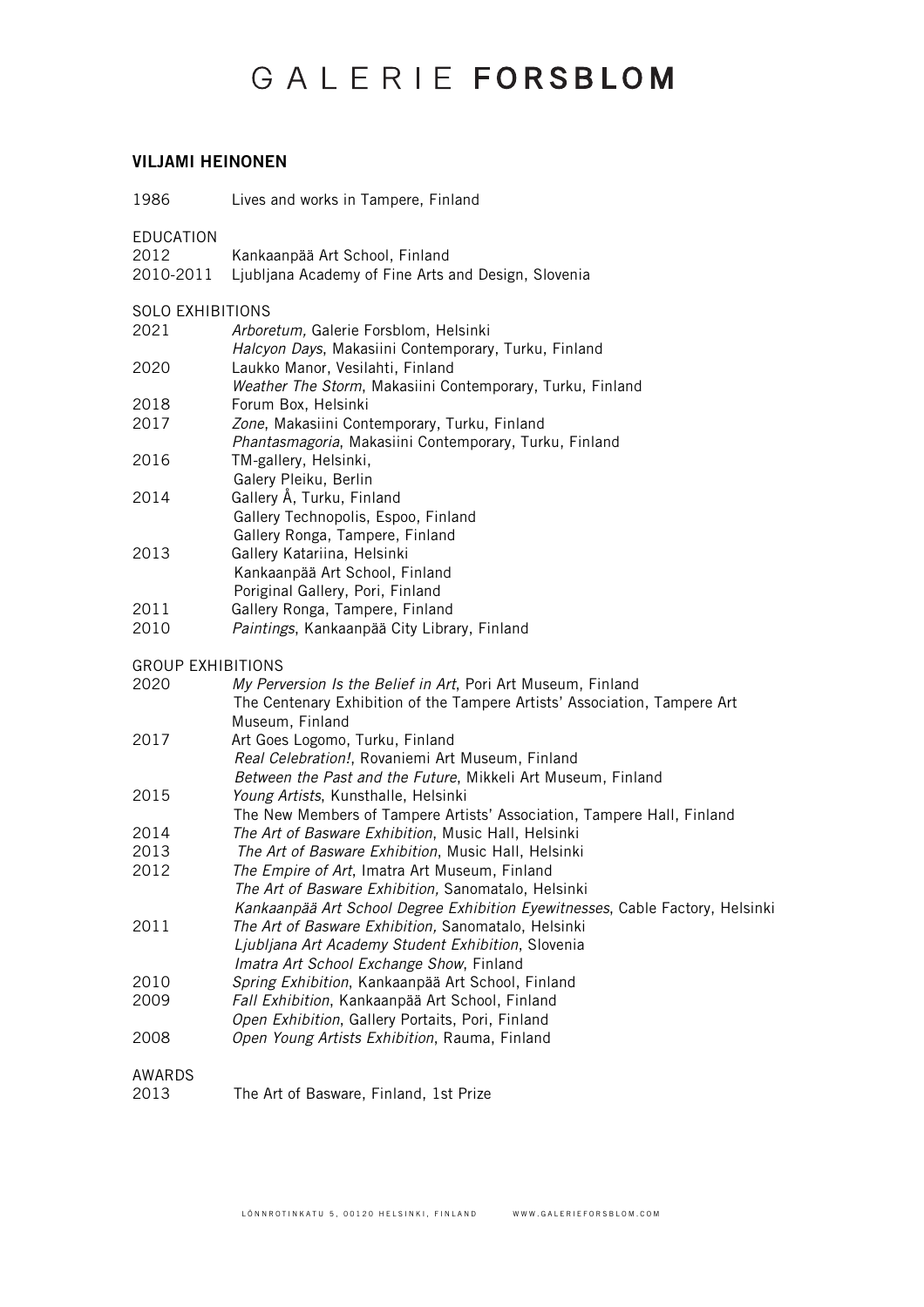# GALERIE **FORSBLOM**

## VILJAMI HEINONEN

1986 Lives and works in Tampere, Finland

### EDUCATION

2012 Kankaanpää Art School, Finland
2010-2011 Ljubljana Academy of Fine Arts and Design, Slovenia

### SOLO EXHIBITIONS

2021 *Arboretum,* Galerie Forsblom, Helsinki
*Halcyon Days*, Makasiini Contemporary, Turku, Finland
2020 Laukko Manor, Vesilahti, Finland
*Weather The Storm*, Makasiini Contemporary, Turku, Finland
2018 Forum Box, Helsinki
2017 *Zone*, Makasiini Contemporary, Turku, Finland
*Phantasmagoria*, Makasiini Contemporary, Turku, Finland
2016 TM-gallery, Helsinki,
Galery Pleiku, Berlin
2014 Gallery Å, Turku, Finland
Gallery Technopolis, Espoo, Finland
Gallery Ronga, Tampere, Finland
2013 Gallery Katariina, Helsinki
Kankaanpää Art School, Finland
Poriginal Gallery, Pori, Finland
2011 Gallery Ronga, Tampere, Finland
2010 *Paintings*, Kankaanpää City Library, Finland

### GROUP EXHIBITIONS

2020 *My Perversion Is the Belief in Art*, Pori Art Museum, Finland
The Centenary Exhibition of the Tampere Artists' Association, Tampere Art Museum, Finland
2017 Art Goes Logomo, Turku, Finland
*Real Celebration!*, Rovaniemi Art Museum, Finland
*Between the Past and the Future*, Mikkeli Art Museum, Finland
2015 *Young Artists*, Kunsthalle, Helsinki
The New Members of Tampere Artists' Association, Tampere Hall, Finland
2014 *The Art of Basware Exhibition*, Music Hall, Helsinki
2013 *The Art of Basware Exhibition*, Music Hall, Helsinki
2012 *The Empire of Art*, Imatra Art Museum, Finland
*The Art of Basware Exhibition,* Sanomatalo, Helsinki
*Kankaanpää Art School Degree Exhibition Eyewitnesses*, Cable Factory, Helsinki
2011 *The Art of Basware Exhibition,* Sanomatalo, Helsinki
*Ljubljana Art Academy Student Exhibition*, Slovenia
*Imatra Art School Exchange Show*, Finland
2010 *Spring Exhibition*, Kankaanpää Art School, Finland
2009 *Fall Exhibition*, Kankaanpää Art School, Finland
*Open Exhibition*, Gallery Portaits, Pori, Finland
2008 *Open Young Artists Exhibition*, Rauma, Finland

### AWARDS

2013 The Art of Basware, Finland, 1st Prize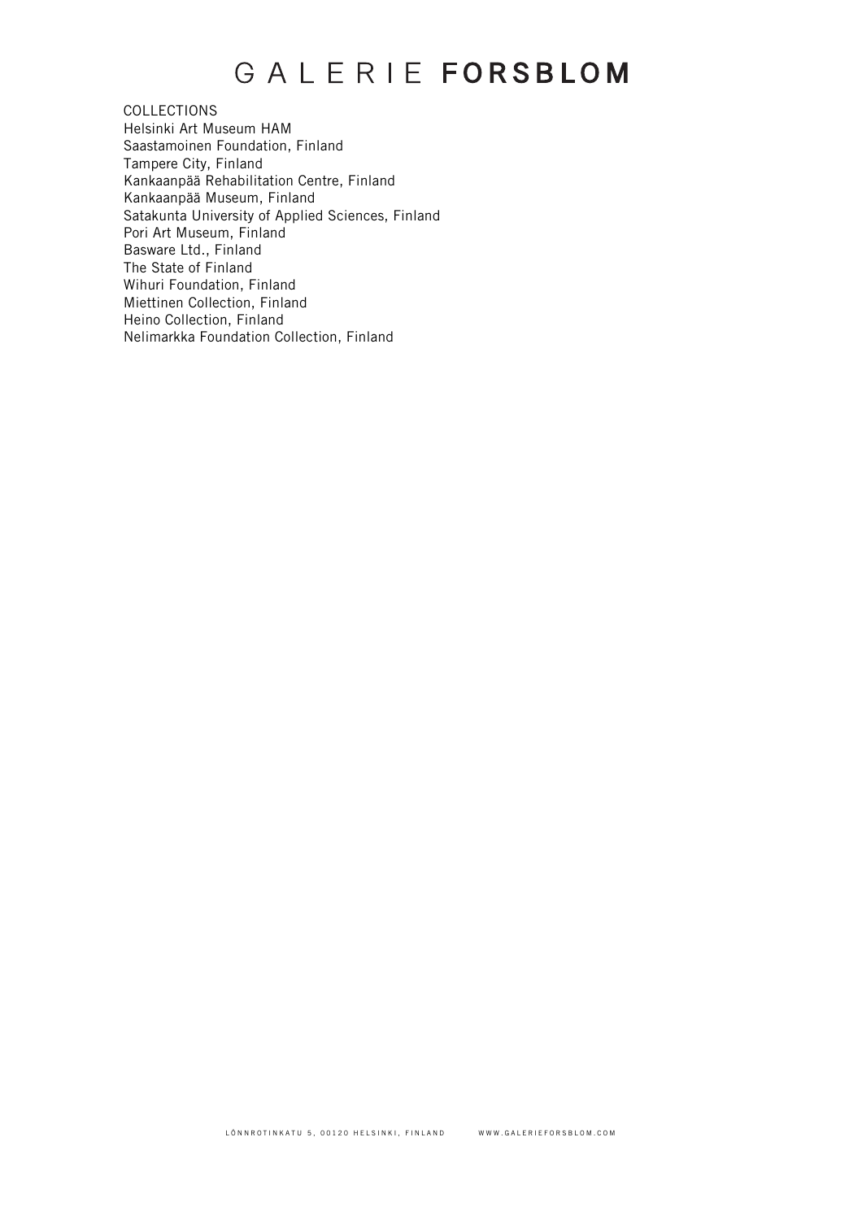COLLECTIONS

Helsinki Art Museum HAM
Saastamoinen Foundation, Finland
Tampere City, Finland
Kankaanpää Rehabilitation Centre, Finland
Kankaanpää Museum, Finland
Satakunta University of Applied Sciences, Finland
Pori Art Museum, Finland
Basware Ltd., Finland
The State of Finland
Wihuri Foundation, Finland
Miettinen Collection, Finland
Heino Collection, Finland
Nelimarkka Foundation Collection, Finland